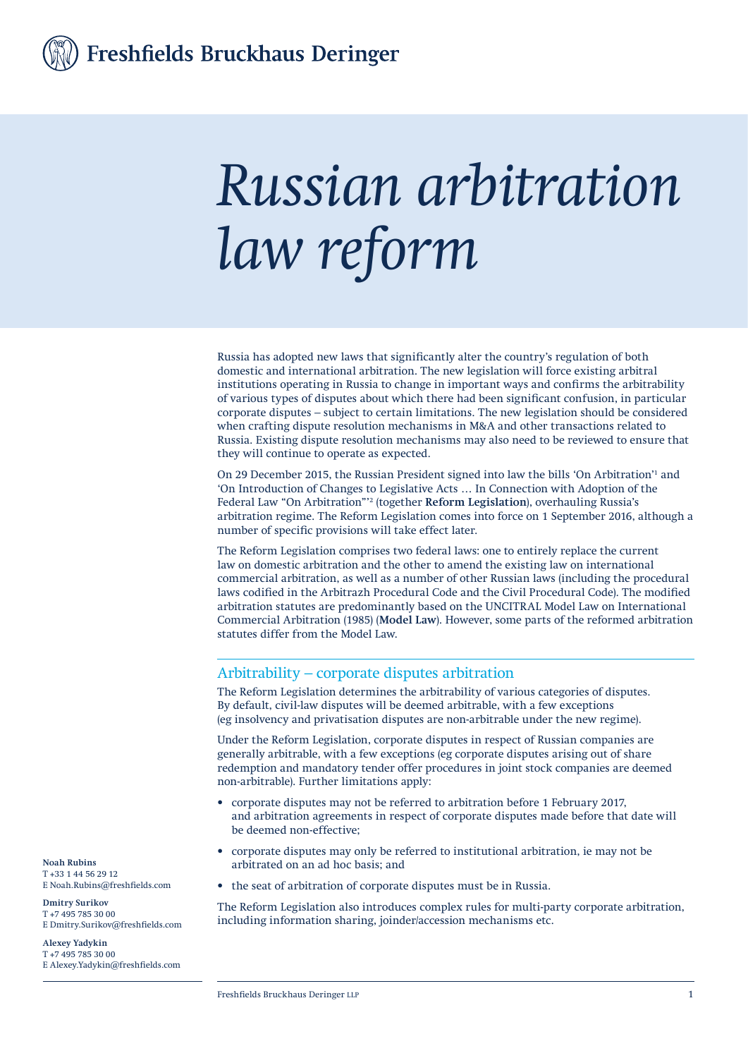Freshfields Bruckhaus Deringer

# *Russian arbitration law reform*

Russia has adopted new laws that significantly alter the country's regulation of both domestic and international arbitration. The new legislation will force existing arbitral institutions operating in Russia to change in important ways and confirms the arbitrability of various types of disputes about which there had been significant confusion, in particular corporate disputes – subject to certain limitations. The new legislation should be considered when crafting dispute resolution mechanisms in M&A and other transactions related to Russia. Existing dispute resolution mechanisms may also need to be reviewed to ensure that they will continue to operate as expected.

On 29 December 2015, the Russian President signed into law the bills 'On Arbitration'[1] and 'On Introduction of Changes to Legislative Acts … In Connection with Adoption of the Federal Law "On Arbitration"'[2] (together **Reform Legislation**), overhauling Russia's arbitration regime. The Reform Legislation comes into force on 1 September 2016, although a number of specific provisions will take effect later.

The Reform Legislation comprises two federal laws: one to entirely replace the current law on domestic arbitration and the other to amend the existing law on international commercial arbitration, as well as a number of other Russian laws (including the procedural laws codified in the Arbitrazh Procedural Code and the Civil Procedural Code). The modified arbitration statutes are predominantly based on the UNCITRAL Model Law on International Commercial Arbitration (1985) (**Model Law**). However, some parts of the reformed arbitration statutes differ from the Model Law.

## Arbitrability – corporate disputes arbitration

The Reform Legislation determines the arbitrability of various categories of disputes. By default, civil-law disputes will be deemed arbitrable, with a few exceptions (eg insolvency and privatisation disputes are non-arbitrable under the new regime).

Under the Reform Legislation, corporate disputes in respect of Russian companies are generally arbitrable, with a few exceptions (eg corporate disputes arising out of share redemption and mandatory tender offer procedures in joint stock companies are deemed non-arbitrable). Further limitations apply:

- corporate disputes may not be referred to arbitration before 1 February 2017, and arbitration agreements in respect of corporate disputes made before that date will be deemed non-effective;
- corporate disputes may only be referred to institutional arbitration, ie may not be arbitrated on an ad hoc basis; and
- the seat of arbitration of corporate disputes must be in Russia.

The Reform Legislation also introduces complex rules for multi-party corporate arbitration, including information sharing, joinder/accession mechanisms etc.

**Noah Rubins**
T +33 1 44 56 29 12
E Noah.Rubins@freshfields.com

**Dmitry Surikov**
T +7 495 785 30 00
E Dmitry.Surikov@freshfields.com

**Alexey Yadykin**
T +7 495 785 30 00
E Alexey.Yadykin@freshfields.com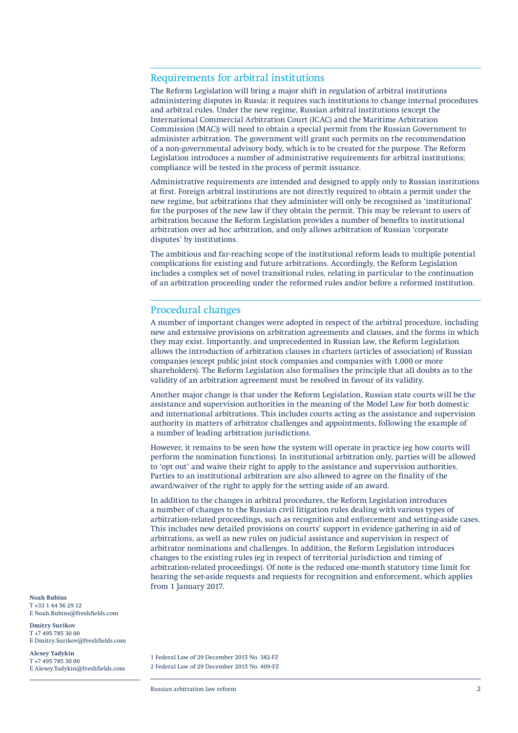## Requirements for arbitral institutions

The Reform Legislation will bring a major shift in regulation of arbitral institutions administering disputes in Russia: it requires such institutions to change internal procedures and arbitral rules. Under the new regime, Russian arbitral institutions (except the International Commercial Arbitration Court (ICAC) and the Maritime Arbitration Commission (MAC)) will need to obtain a special permit from the Russian Government to administer arbitration. The government will grant such permits on the recommendation of a non-governmental advisory body, which is to be created for the purpose. The Reform Legislation introduces a number of administrative requirements for arbitral institutions; compliance will be tested in the process of permit issuance.

Administrative requirements are intended and designed to apply only to Russian institutions at first. Foreign arbitral institutions are not directly required to obtain a permit under the new regime, but arbitrations that they administer will only be recognised as 'institutional' for the purposes of the new law if they obtain the permit. This may be relevant to users of arbitration because the Reform Legislation provides a number of benefits to institutional arbitration over ad hoc arbitration, and only allows arbitration of Russian 'corporate disputes' by institutions.

The ambitious and far-reaching scope of the institutional reform leads to multiple potential complications for existing and future arbitrations. Accordingly, the Reform Legislation includes a complex set of novel transitional rules, relating in particular to the continuation of an arbitration proceeding under the reformed rules and/or before a reformed institution.

## Procedural changes

A number of important changes were adopted in respect of the arbitral procedure, including new and extensive provisions on arbitration agreements and clauses, and the forms in which they may exist. Importantly, and unprecedented in Russian law, the Reform Legislation allows the introduction of arbitration clauses in charters (articles of association) of Russian companies (except public joint stock companies and companies with 1,000 or more shareholders). The Reform Legislation also formalises the principle that all doubts as to the validity of an arbitration agreement must be resolved in favour of its validity.

Another major change is that under the Reform Legislation, Russian state courts will be the assistance and supervision authorities in the meaning of the Model Law for both domestic and international arbitrations. This includes courts acting as the assistance and supervision authority in matters of arbitrator challenges and appointments, following the example of a number of leading arbitration jurisdictions.

However, it remains to be seen how the system will operate in practice (eg how courts will perform the nomination functions). In institutional arbitration only, parties will be allowed to 'opt out' and waive their right to apply to the assistance and supervision authorities. Parties to an institutional arbitration are also allowed to agree on the finality of the award/waiver of the right to apply for the setting aside of an award.

In addition to the changes in arbitral procedures, the Reform Legislation introduces a number of changes to the Russian civil litigation rules dealing with various types of arbitration-related proceedings, such as recognition and enforcement and setting-aside cases. This includes new detailed provisions on courts' support in evidence gathering in aid of arbitrations, as well as new rules on judicial assistance and supervision in respect of arbitrator nominations and challenges. In addition, the Reform Legislation introduces changes to the existing rules (eg in respect of territorial jurisdiction and timing of arbitration-related proceedings). Of note is the reduced one-month statutory time limit for hearing the set-aside requests and requests for recognition and enforcement, which applies from 1 January 2017.

**Noah Rubins**
T +33 1 44 56 29 12
E Noah.Rubins@freshfields.com

**Dmitry Surikov**
T +7 495 785 30 00
E Dmitry.Surikov@freshfields.com

**Alexey Yadykin**
T +7 495 785 30 00
E Alexey.Yadykin@freshfields.com

1 Federal Law of 29 December 2015 No. 382-FZ
2 Federal Law of 29 December 2015 No. 409-FZ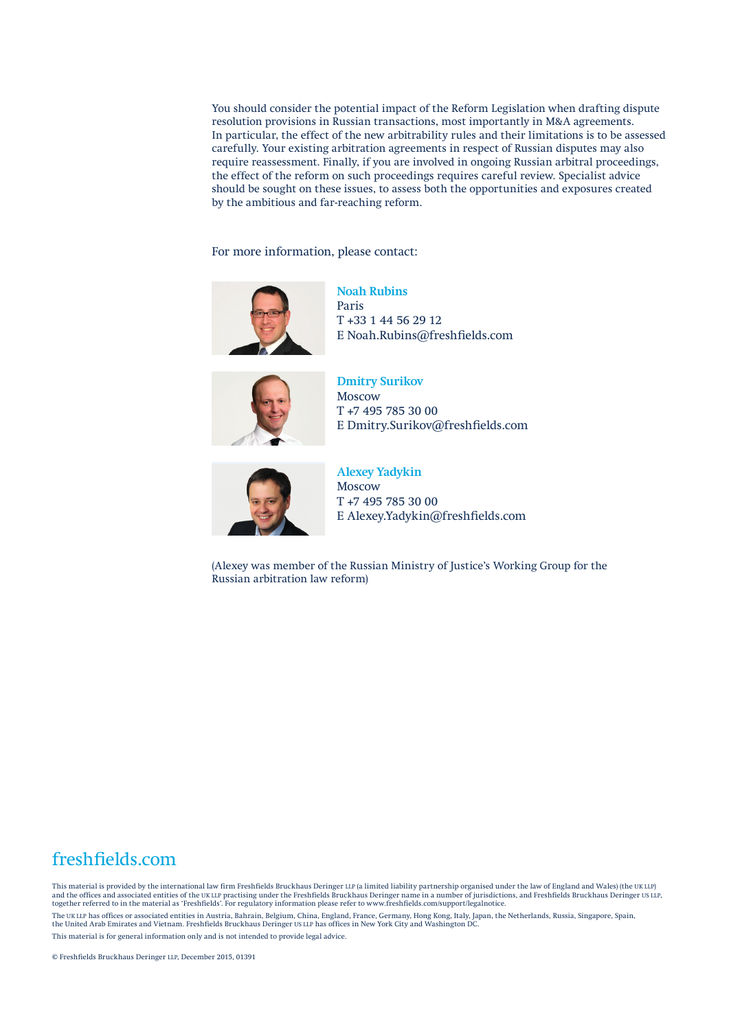You should consider the potential impact of the Reform Legislation when drafting dispute resolution provisions in Russian transactions, most importantly in M&A agreements. In particular, the effect of the new arbitrability rules and their limitations is to be assessed carefully. Your existing arbitration agreements in respect of Russian disputes may also require reassessment. Finally, if you are involved in ongoing Russian arbitral proceedings, the effect of the reform on such proceedings requires careful review. Specialist advice should be sought on these issues, to assess both the opportunities and exposures created by the ambitious and far-reaching reform.

For more information, please contact:

**Noah Rubins**
Paris
T +33 1 44 56 29 12
E Noah.Rubins@freshfields.com

**Dmitry Surikov**
Moscow
T +7 495 785 30 00
E Dmitry.Surikov@freshfields.com

**Alexey Yadykin**
Moscow
T +7 495 785 30 00
E Alexey.Yadykin@freshfields.com

(Alexey was member of the Russian Ministry of Justice's Working Group for the Russian arbitration law reform)

freshfields.com

This material is provided by the international law firm Freshfields Bruckhaus Deringer LLP (a limited liability partnership organised under the law of England and Wales) (the UK LLP) and the offices and associated entities of the UK LLP practising under the Freshfields Bruckhaus Deringer name in a number of jurisdictions, and Freshfields Bruckhaus Deringer US LLP, together referred to in the material as 'Freshfields'. For regulatory information please refer to www.freshfields.com/support/legalnotice.

The UK LLP has offices or associated entities in Austria, Bahrain, Belgium, China, England, France, Germany, Hong Kong, Italy, Japan, the Netherlands, Russia, Singapore, Spain, the United Arab Emirates and Vietnam. Freshfields Bruckhaus Deringer US LLP has offices in New York City and Washington DC.

This material is for general information only and is not intended to provide legal advice.

© Freshfields Bruckhaus Deringer LLP, December 2015, 01391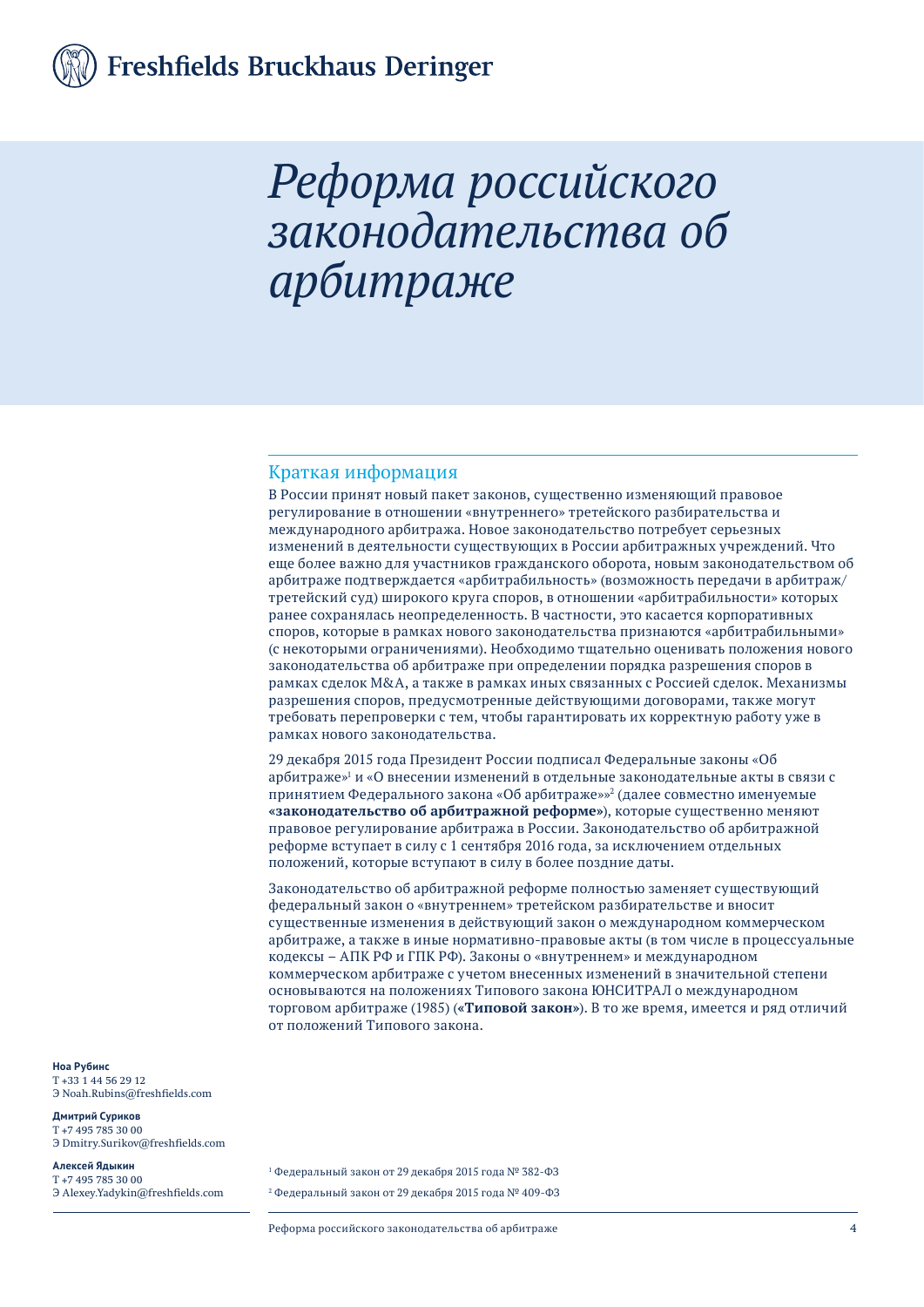# Реформа российского законодательства об арбитраже

## Краткая информация

В России принят новый пакет законов, существенно изменяющий правовое регулирование в отношении «внутреннего» третейского разбирательства и международного арбитража. Новое законодательство потребует серьезных изменений в деятельности существующих в России арбитражных учреждений. Что еще более важно для участников гражданского оборота, новым законодательством об арбитраже подтверждается «арбитрабильность» (возможность передачи в арбитраж/третейский суд) широкого круга споров, в отношении «арбитрабильности» которых ранее сохранялась неопределенность. В частности, это касается корпоративных споров, которые в рамках нового законодательства признаются «арбитрабильными» (с некоторыми ограничениями). Необходимо тщательно оценивать положения нового законодательства об арбитраже при определении порядка разрешения споров в рамках сделок M&A, а также в рамках иных связанных с Россией сделок. Механизмы разрешения споров, предусмотренные действующими договорами, также могут требовать перепроверки с тем, чтобы гарантировать их корректную работу уже в рамках нового законодательства.

29 декабря 2015 года Президент России подписал Федеральные законы «Об арбитраже»[1] и «О внесении изменений в отдельные законодательные акты в связи с принятием Федерального закона «Об арбитраже»»[2] (далее совместно именуемые **«законодательство об арбитражной реформе»**), которые существенно меняют правовое регулирование арбитража в России. Законодательство об арбитражной реформе вступает в силу с 1 сентября 2016 года, за исключением отдельных положений, которые вступают в силу в более поздние даты.

Законодательство об арбитражной реформе полностью заменяет существующий федеральный закон о «внутреннем» третейском разбирательстве и вносит существенные изменения в действующий закон о международном коммерческом арбитраже, а также в иные нормативно-правовые акты (в том числе в процессуальные кодексы – АПК РФ и ГПК РФ). Законы о «внутреннем» и международном коммерческом арбитраже с учетом внесенных изменений в значительной степени основываются на положениях Типового закона ЮНСИТРАЛ о международном торговом арбитраже (1985) (**«Типовой закон»**). В то же время, имеется и ряд отличий от положений Типового закона.

**Ноа Рубинс**
Т +33 1 44 56 29 12
Э Noah.Rubins@freshfields.com

**Дмитрий Суриков**
Т +7 495 785 30 00
Э Dmitry.Surikov@freshfields.com

**Алексей Ядыкин**
Т +7 495 785 30 00
Э Alexey.Yadykin@freshfields.com

[1] Федеральный закон от 29 декабря 2015 года № 382-ФЗ

[2] Федеральный закон от 29 декабря 2015 года № 409-ФЗ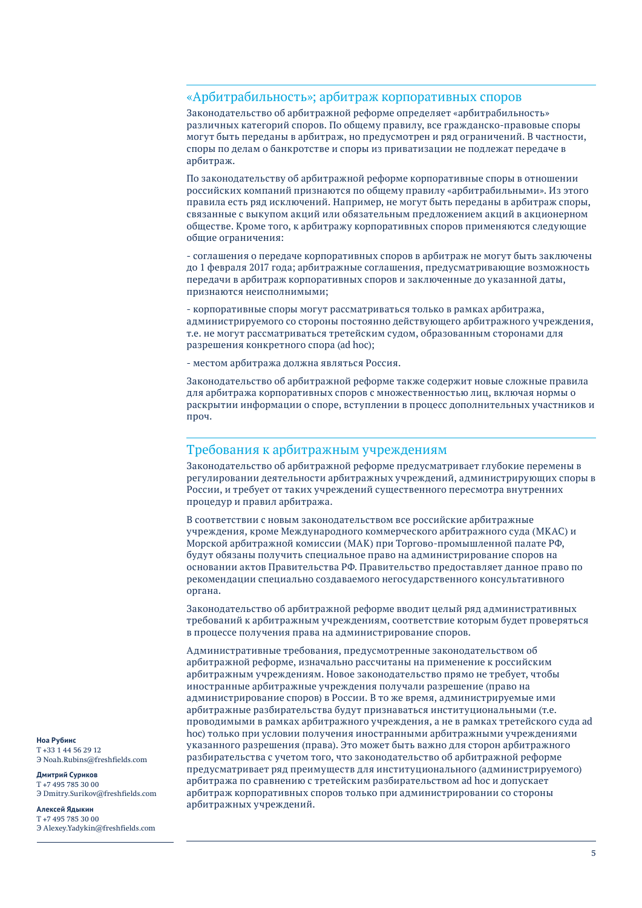## «Арбитрабильность»; арбитраж корпоративных споров

Законодательство об арбитражной реформе определяет «арбитрабильность» различных категорий споров. По общему правилу, все гражданско-правовые споры могут быть переданы в арбитраж, но предусмотрен и ряд ограничений. В частности, споры по делам о банкротстве и споры из приватизации не подлежат передаче в арбитраж.

По законодательству об арбитражной реформе корпоративные споры в отношении российских компаний признаются по общему правилу «арбитрабильными». Из этого правила есть ряд исключений. Например, не могут быть переданы в арбитраж споры, связанные с выкупом акций или обязательным предложением акций в акционерном обществе. Кроме того, к арбитражу корпоративных споров применяются следующие общие ограничения:

- соглашения о передаче корпоративных споров в арбитраж не могут быть заключены до 1 февраля 2017 года; арбитражные соглашения, предусматривающие возможность передачи в арбитраж корпоративных споров и заключенные до указанной даты, признаются неисполнимыми;

- корпоративные споры могут рассматриваться только в рамках арбитража, администрируемого со стороны постоянно действующего арбитражного учреждения, т.е. не могут рассматриваться третейским судом, образованным сторонами для разрешения конкретного спора (ad hoc);

- местом арбитража должна являться Россия.

Законодательство об арбитражной реформе также содержит новые сложные правила для арбитража корпоративных споров с множественностью лиц, включая нормы о раскрытии информации о споре, вступлении в процесс дополнительных участников и проч.

## Требования к арбитражным учреждениям

Законодательство об арбитражной реформе предусматривает глубокие перемены в регулировании деятельности арбитражных учреждений, администрирующих споры в России, и требует от таких учреждений существенного пересмотра внутренних процедур и правил арбитража.

В соответствии с новым законодательством все российские арбитражные учреждения, кроме Международного коммерческого арбитражного суда (МКАС) и Морской арбитражной комиссии (МАК) при Торгово-промышленной палате РФ, будут обязаны получить специальное право на администрирование споров на основании актов Правительства РФ. Правительство предоставляет данное право по рекомендации специально создаваемого негосударственного консультативного органа.

Законодательство об арбитражной реформе вводит целый ряд административных требований к арбитражным учреждениям, соответствие которым будет проверяться в процессе получения права на администрирование споров.

Административные требования, предусмотренные законодательством об арбитражной реформе, изначально рассчитаны на применение к российским арбитражным учреждениям. Новое законодательство прямо не требует, чтобы иностранные арбитражные учреждения получали разрешение (право на администрирование споров) в России. В то же время, администрируемые ими арбитражные разбирательства будут признаваться институциональными (т.е. проводимыми в рамках арбитражного учреждения, а не в рамках третейского суда ad hoc) только при условии получения иностранными арбитражными учреждениями указанного разрешения (права). Это может быть важно для сторон арбитражного разбирательства с учетом того, что законодательство об арбитражной реформе предусматривает ряд преимуществ для институционального (администрируемого) арбитража по сравнению с третейским разбирательством ad hoc и допускает арбитраж корпоративных споров только при администрировании со стороны арбитражных учреждений.

**Ноа Рубинс**
Т +33 1 44 56 29 12
Э Noah.Rubins@freshfields.com

**Дмитрий Суриков**
Т +7 495 785 30 00
Э Dmitry.Surikov@freshfields.com

**Алексей Ядыкин**
Т +7 495 785 30 00
Э Alexey.Yadykin@freshfields.com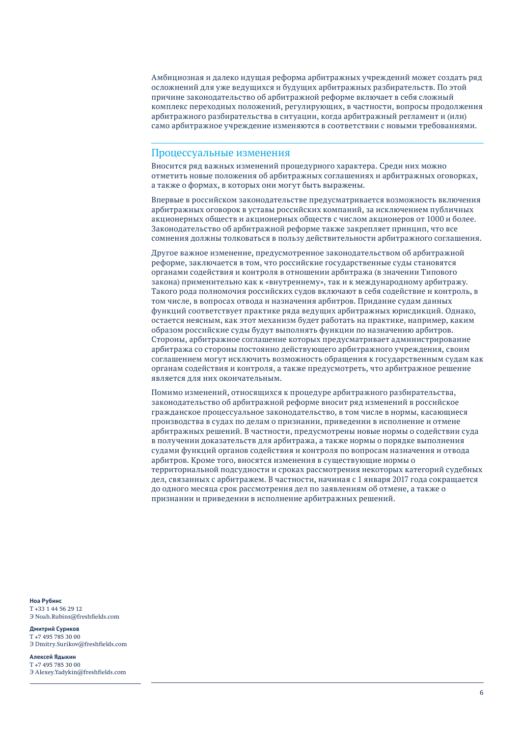Амбициозная и далеко идущая реформа арбитражных учреждений может создать ряд осложнений для уже ведущихся и будущих арбитражных разбирательств. По этой причине законодательство об арбитражной реформе включает в себя сложный комплекс переходных положений, регулирующих, в частности, вопросы продолжения арбитражного разбирательства в ситуации, когда арбитражный регламент и (или) само арбитражное учреждение изменяются в соответствии с новыми требованиями.

## Процессуальные изменения

Вносится ряд важных изменений процедурного характера. Среди них можно отметить новые положения об арбитражных соглашениях и арбитражных оговорках, а также о формах, в которых они могут быть выражены.

Впервые в российском законодательстве предусматривается возможность включения арбитражных оговорок в уставы российских компаний, за исключением публичных акционерных обществ и акционерных обществ с числом акционеров от 1000 и более. Законодательство об арбитражной реформе также закрепляет принцип, что все сомнения должны толковаться в пользу действительности арбитражного соглашения.

Другое важное изменение, предусмотренное законодательством об арбитражной реформе, заключается в том, что российские государственные суды становятся органами содействия и контроля в отношении арбитража (в значении Типового закона) применительно как к «внутреннему», так и к международному арбитражу. Такого рода полномочия российских судов включают в себя содействие и контроль, в том числе, в вопросах отвода и назначения арбитров. Придание судам данных функций соответствует практике ряда ведущих арбитражных юрисдикций. Однако, остается неясным, как этот механизм будет работать на практике, например, каким образом российские суды будут выполнять функции по назначению арбитров. Стороны, арбитражное соглашение которых предусматривает администрирование арбитража со стороны постоянно действующего арбитражного учреждения, своим соглашением могут исключить возможность обращения к государственным судам как органам содействия и контроля, а также предусмотреть, что арбитражное решение является для них окончательным.

Помимо изменений, относящихся к процедуре арбитражного разбирательства, законодательство об арбитражной реформе вносит ряд изменений в российское гражданское процессуальное законодательство, в том числе в нормы, касающиеся производства в судах по делам о признании, приведении в исполнение и отмене арбитражных решений. В частности, предусмотрены новые нормы о содействии суда в получении доказательств для арбитража, а также нормы о порядке выполнения судами функций органов содействия и контроля по вопросам назначения и отвода арбитров. Кроме того, вносятся изменения в существующие нормы о территориальной подсудности и сроках рассмотрения некоторых категорий судебных дел, связанных с арбитражем. В частности, начиная с 1 января 2017 года сокращается до одного месяца срок рассмотрения дел по заявлениям об отмене, а также о признании и приведении в исполнение арбитражных решений.

**Ноа Рубинс**
Т +33 1 44 56 29 12
Э Noah.Rubins@freshfields.com

**Дмитрий Суриков**
Т +7 495 785 30 00
Э Dmitry.Surikov@freshfields.com

**Алексей Ядыкин**
Т +7 495 785 30 00
Э Alexey.Yadykin@freshfields.com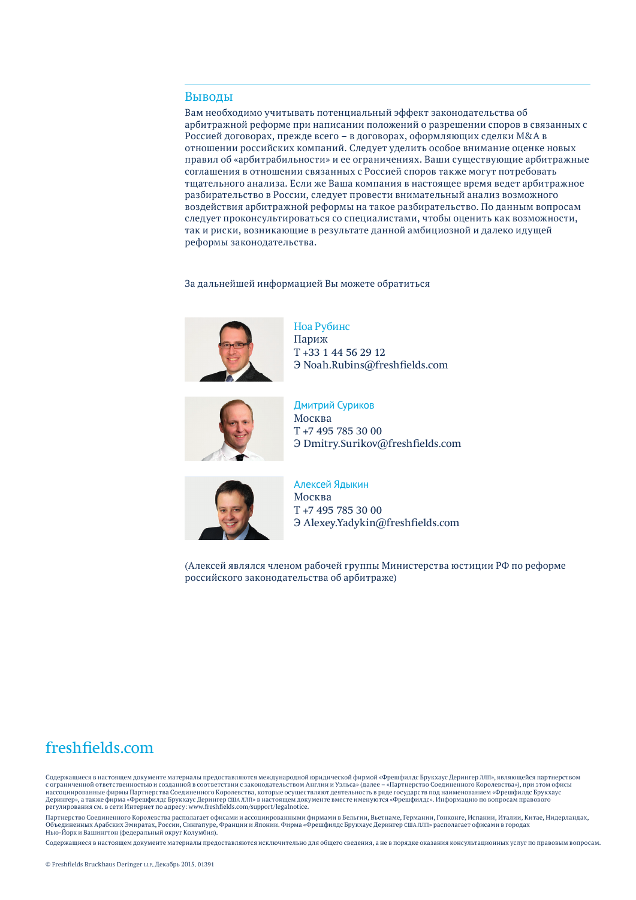## Выводы

Вам необходимо учитывать потенциальный эффект законодательства об арбитражной реформе при написании положений о разрешении споров в связанных с Россией договорах, прежде всего – в договорах, оформляющих сделки M&A в отношении российских компаний. Следует уделить особое внимание оценке новых правил об «арбитрабильности» и ее ограничениях. Ваши существующие арбитражные соглашения в отношении связанных с Россией споров также могут потребовать тщательного анализа. Если же Ваша компания в настоящее время ведет арбитражное разбирательство в России, следует провести внимательный анализ возможного воздействия арбитражной реформы на такое разбирательство. По данным вопросам следует проконсультироваться со специалистами, чтобы оценить как возможности, так и риски, возникающие в результате данной амбициозной и далеко идущей реформы законодательства.

За дальнейшей информацией Вы можете обратиться

Ноа Рубинс
Париж
Т +33 1 44 56 29 12
Э Noah.Rubins@freshfields.com

Дмитрий Суриков
Москва
Т +7 495 785 30 00
Э Dmitry.Surikov@freshfields.com

Алексей Ядыкин
Москва
Т +7 495 785 30 00
Э Alexey.Yadykin@freshfields.com

(Алексей являлся членом рабочей группы Министерства юстиции РФ по реформе российского законодательства об арбитраже)

freshfields.com

Содержащиеся в настоящем документе материалы предоставляются международной юридической фирмой «Фрешфилдс Брукхаус Дерингер ЛЛП», являющейся партнерством с ограниченной ответственностью и созданной в соответствии с законодательством Англии и Уэльса» (далее – «Партнерство Соединенного Королевства»), при этом офисы иассоциированные фирмы Партнерства Соединенного Королевства, которые осуществляют деятельность в ряде государств под наименованием «Фрешфилдс Брукхаус Дерингер», а также фирма «Фрешфилдс Брукхаус Дерингер США ЛЛП» в настоящем документе вместе именуются «Фрешфилдс». Информацию по вопросам правового регулирования см. в сети Интернет по адресу: www.freshfields.com/support/legalnotice.

Партнерство Соединенного Королевства располагает офисами и ассоциированными фирмами в Бельгии, Вьетнаме, Германии, Гонконге, Испании, Италии, Китае, Нидерландах, Объединенных Арабских Эмиратах, России, Сингапуре, Франции и Японии. Фирма «Фрешфилдс Брукхаус Дерингер США ЛЛП» располагает офисами в городах Нью-Йорк и Вашингтон (федеральный округ Колумбия).

Содержащиеся в настоящем документе материалы предоставляются исключительно для общего сведения, а не в порядке оказания консультационных услуг по правовым вопросам.

© Freshfields Bruckhaus Deringer LLP, Декабрь 2015, 01391